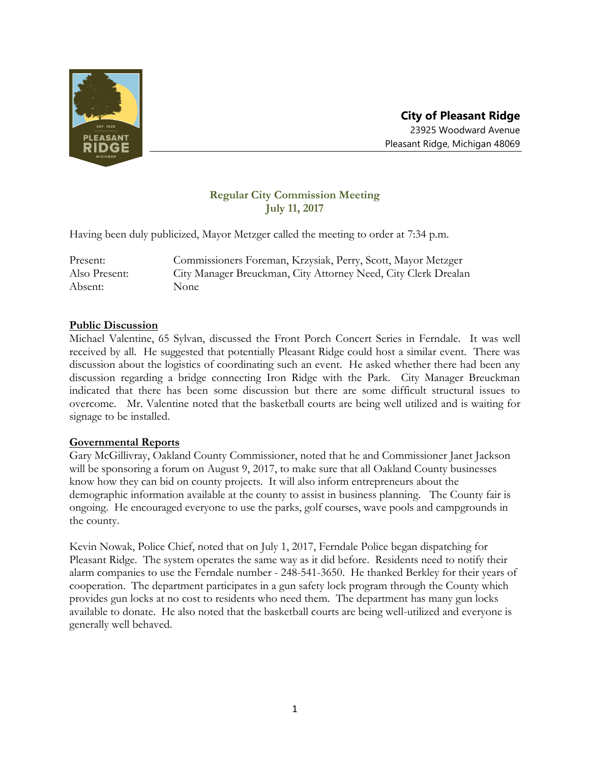**City of Pleasant Ridge**
23925 Woodward Avenue
Pleasant Ridge, Michigan 48069

## Regular City Commission Meeting
## July 11, 2017

Having been duly publicized, Mayor Metzger called the meeting to order at 7:34 p.m.

| | |
|---|---|
| Present: | Commissioners Foreman, Krzysiak, Perry, Scott, Mayor Metzger |
| Also Present: | City Manager Breuckman, City Attorney Need, City Clerk Drealan |
| Absent: | None |

**Public Discussion**

Michael Valentine, 65 Sylvan, discussed the Front Porch Concert Series in Ferndale. It was well received by all. He suggested that potentially Pleasant Ridge could host a similar event. There was discussion about the logistics of coordinating such an event. He asked whether there had been any discussion regarding a bridge connecting Iron Ridge with the Park. City Manager Breuckman indicated that there has been some discussion but there are some difficult structural issues to overcome. Mr. Valentine noted that the basketball courts are being well utilized and is waiting for signage to be installed.

**Governmental Reports**

Gary McGillivray, Oakland County Commissioner, noted that he and Commissioner Janet Jackson will be sponsoring a forum on August 9, 2017, to make sure that all Oakland County businesses know how they can bid on county projects. It will also inform entrepreneurs about the demographic information available at the county to assist in business planning. The County fair is ongoing. He encouraged everyone to use the parks, golf courses, wave pools and campgrounds in the county.

Kevin Nowak, Police Chief, noted that on July 1, 2017, Ferndale Police began dispatching for Pleasant Ridge. The system operates the same way as it did before. Residents need to notify their alarm companies to use the Ferndale number - 248-541-3650. He thanked Berkley for their years of cooperation. The department participates in a gun safety lock program through the County which provides gun locks at no cost to residents who need them. The department has many gun locks available to donate. He also noted that the basketball courts are being well-utilized and everyone is generally well behaved.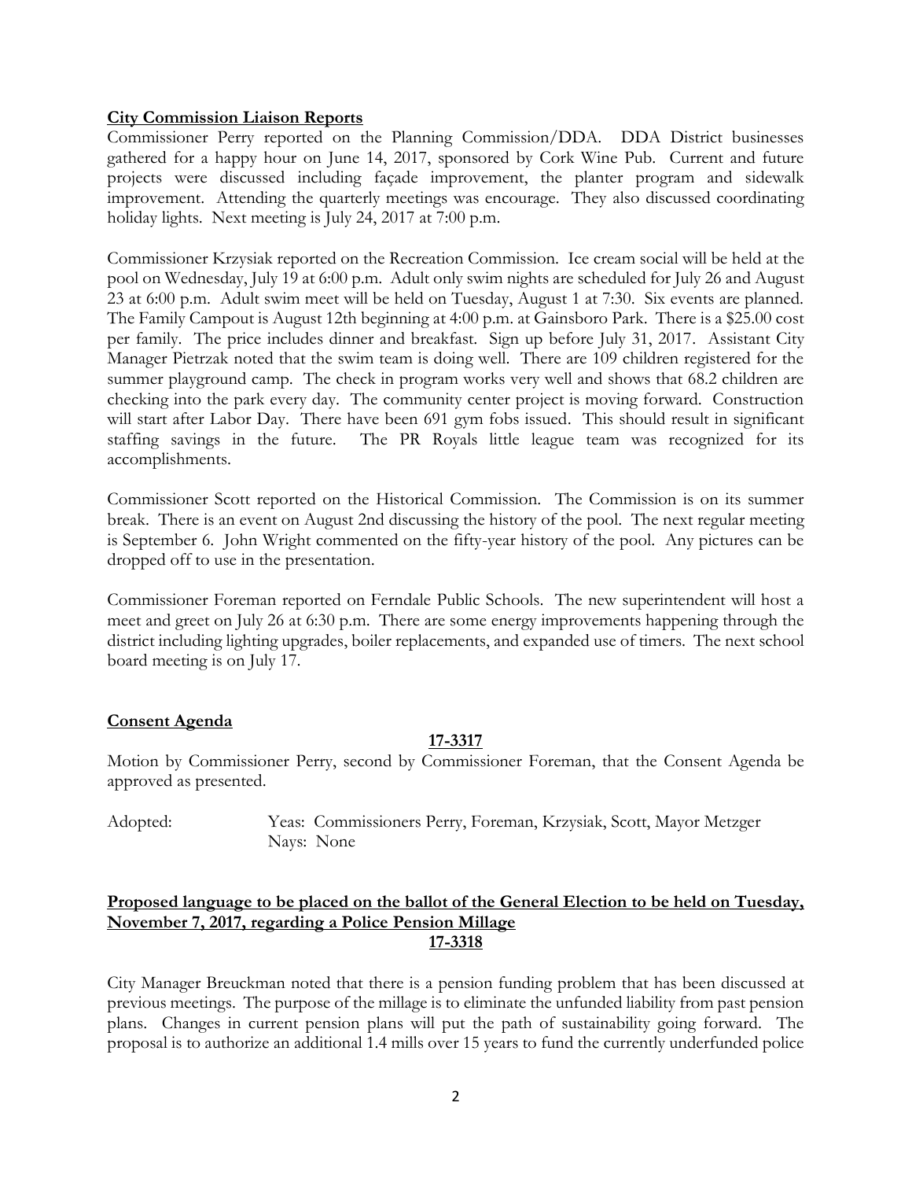**City Commission Liaison Reports**

Commissioner Perry reported on the Planning Commission/DDA. DDA District businesses gathered for a happy hour on June 14, 2017, sponsored by Cork Wine Pub. Current and future projects were discussed including façade improvement, the planter program and sidewalk improvement. Attending the quarterly meetings was encourage. They also discussed coordinating holiday lights. Next meeting is July 24, 2017 at 7:00 p.m.

Commissioner Krzysiak reported on the Recreation Commission. Ice cream social will be held at the pool on Wednesday, July 19 at 6:00 p.m. Adult only swim nights are scheduled for July 26 and August 23 at 6:00 p.m. Adult swim meet will be held on Tuesday, August 1 at 7:30. Six events are planned. The Family Campout is August 12th beginning at 4:00 p.m. at Gainsboro Park. There is a $25.00 cost per family. The price includes dinner and breakfast. Sign up before July 31, 2017. Assistant City Manager Pietrzak noted that the swim team is doing well. There are 109 children registered for the summer playground camp. The check in program works very well and shows that 68.2 children are checking into the park every day. The community center project is moving forward. Construction will start after Labor Day. There have been 691 gym fobs issued. This should result in significant staffing savings in the future. The PR Royals little league team was recognized for its accomplishments.

Commissioner Scott reported on the Historical Commission. The Commission is on its summer break. There is an event on August 2nd discussing the history of the pool. The next regular meeting is September 6. John Wright commented on the fifty-year history of the pool. Any pictures can be dropped off to use in the presentation.

Commissioner Foreman reported on Ferndale Public Schools. The new superintendent will host a meet and greet on July 26 at 6:30 p.m. There are some energy improvements happening through the district including lighting upgrades, boiler replacements, and expanded use of timers. The next school board meeting is on July 17.

**Consent Agenda**

**17-3317**

Motion by Commissioner Perry, second by Commissioner Foreman, that the Consent Agenda be approved as presented.

Adopted: Yeas: Commissioners Perry, Foreman, Krzysiak, Scott, Mayor Metzger
Nays: None

**Proposed language to be placed on the ballot of the General Election to be held on Tuesday, November 7, 2017, regarding a Police Pension Millage**

**17-3318**

City Manager Breuckman noted that there is a pension funding problem that has been discussed at previous meetings. The purpose of the millage is to eliminate the unfunded liability from past pension plans. Changes in current pension plans will put the path of sustainability going forward. The proposal is to authorize an additional 1.4 mills over 15 years to fund the currently underfunded police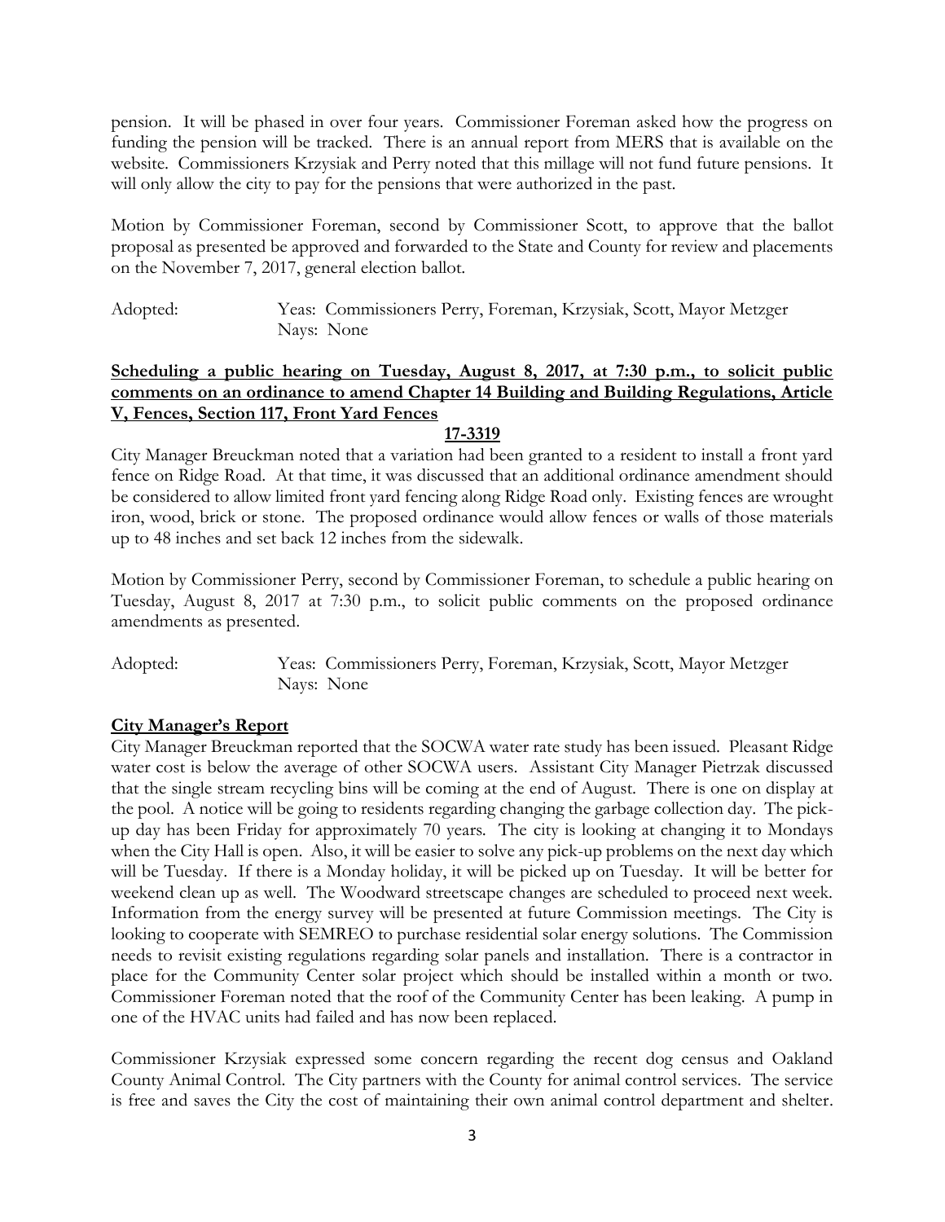pension. It will be phased in over four years. Commissioner Foreman asked how the progress on funding the pension will be tracked. There is an annual report from MERS that is available on the website. Commissioners Krzysiak and Perry noted that this millage will not fund future pensions. It will only allow the city to pay for the pensions that were authorized in the past.

Motion by Commissioner Foreman, second by Commissioner Scott, to approve that the ballot proposal as presented be approved and forwarded to the State and County for review and placements on the November 7, 2017, general election ballot.

Adopted: Yeas: Commissioners Perry, Foreman, Krzysiak, Scott, Mayor Metzger
Nays: None

**Scheduling a public hearing on Tuesday, August 8, 2017, at 7:30 p.m., to solicit public comments on an ordinance to amend Chapter 14 Building and Building Regulations, Article V, Fences, Section 117, Front Yard Fences**

**17-3319**

City Manager Breuckman noted that a variation had been granted to a resident to install a front yard fence on Ridge Road. At that time, it was discussed that an additional ordinance amendment should be considered to allow limited front yard fencing along Ridge Road only. Existing fences are wrought iron, wood, brick or stone. The proposed ordinance would allow fences or walls of those materials up to 48 inches and set back 12 inches from the sidewalk.

Motion by Commissioner Perry, second by Commissioner Foreman, to schedule a public hearing on Tuesday, August 8, 2017 at 7:30 p.m., to solicit public comments on the proposed ordinance amendments as presented.

Adopted: Yeas: Commissioners Perry, Foreman, Krzysiak, Scott, Mayor Metzger
Nays: None

**City Manager's Report**

City Manager Breuckman reported that the SOCWA water rate study has been issued. Pleasant Ridge water cost is below the average of other SOCWA users. Assistant City Manager Pietrzak discussed that the single stream recycling bins will be coming at the end of August. There is one on display at the pool. A notice will be going to residents regarding changing the garbage collection day. The pick-up day has been Friday for approximately 70 years. The city is looking at changing it to Mondays when the City Hall is open. Also, it will be easier to solve any pick-up problems on the next day which will be Tuesday. If there is a Monday holiday, it will be picked up on Tuesday. It will be better for weekend clean up as well. The Woodward streetscape changes are scheduled to proceed next week. Information from the energy survey will be presented at future Commission meetings. The City is looking to cooperate with SEMREO to purchase residential solar energy solutions. The Commission needs to revisit existing regulations regarding solar panels and installation. There is a contractor in place for the Community Center solar project which should be installed within a month or two. Commissioner Foreman noted that the roof of the Community Center has been leaking. A pump in one of the HVAC units had failed and has now been replaced.

Commissioner Krzysiak expressed some concern regarding the recent dog census and Oakland County Animal Control. The City partners with the County for animal control services. The service is free and saves the City the cost of maintaining their own animal control department and shelter.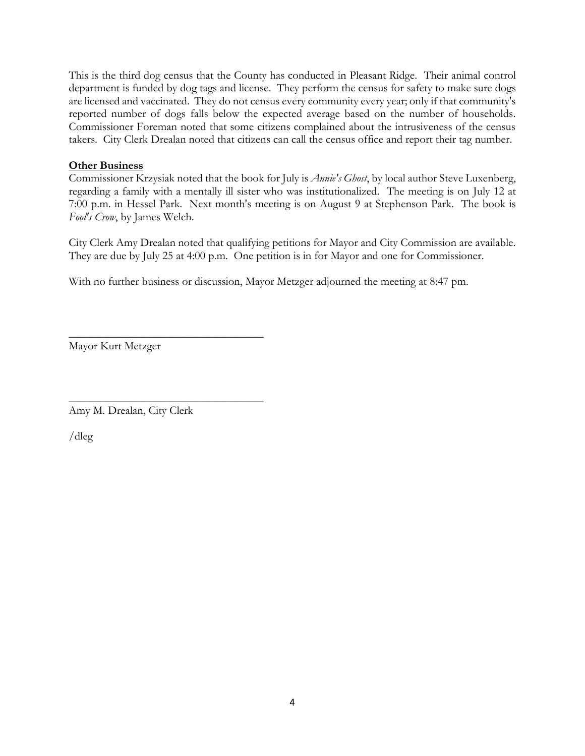This is the third dog census that the County has conducted in Pleasant Ridge. Their animal control department is funded by dog tags and license. They perform the census for safety to make sure dogs are licensed and vaccinated. They do not census every community every year; only if that community's reported number of dogs falls below the expected average based on the number of households. Commissioner Foreman noted that some citizens complained about the intrusiveness of the census takers. City Clerk Drealan noted that citizens can call the census office and report their tag number.

**Other Business**

Commissioner Krzysiak noted that the book for July is *Annie's Ghost*, by local author Steve Luxenberg, regarding a family with a mentally ill sister who was institutionalized. The meeting is on July 12 at 7:00 p.m. in Hessel Park. Next month's meeting is on August 9 at Stephenson Park. The book is *Fool's Crow*, by James Welch.

City Clerk Amy Drealan noted that qualifying petitions for Mayor and City Commission are available. They are due by July 25 at 4:00 p.m. One petition is in for Mayor and one for Commissioner.

With no further business or discussion, Mayor Metzger adjourned the meeting at 8:47 pm.

\_\_\_\_\_\_\_\_\_\_\_\_\_\_\_\_\_\_\_\_\_\_\_\_\_\_\_\_\_\_\_\_\_\_\_

Mayor Kurt Metzger

\_\_\_\_\_\_\_\_\_\_\_\_\_\_\_\_\_\_\_\_\_\_\_\_\_\_\_\_\_\_\_\_\_\_\_

Amy M. Drealan, City Clerk

/dleg